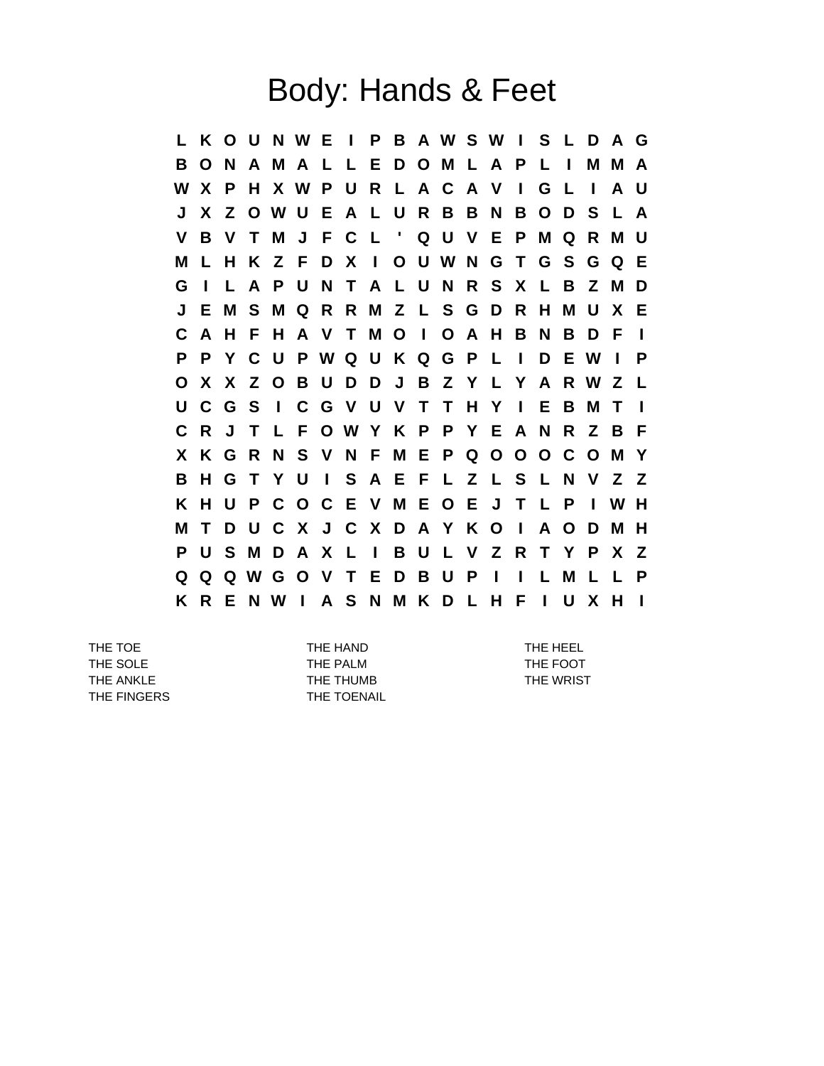# Body: Hands & Feet

```
L K O U N W E I P B A W S W I S L D A G
B O N A M A L L E D O M L A P L I M M A
W X P H X W P U R L A C A V I G L I A U
J X Z O W U E A L U R B B N B O D S L A
V B V T M J F C L ' Q U V E P M Q R M U
M L H K Z F D X I O U W N G T G S G Q E
G I L A P U N T A L U N R S X L B Z M D
J E M S M Q R R M Z L S G D R H M U X E
C A H F H A V T M O I O A H B N B D F I
P P Y C U P W Q U K Q G P L I D E W I P
O X X Z O B U D D J B Z Y L Y A R W Z L
U C G S I C G V U V T T H Y I E B M T I
C R J T L F O W Y K P P Y E A N R Z B F
X K G R N S V N F M E P Q O O O C O M Y
B H G T Y U I S A E F L Z L S L N V Z Z
K H U P C O C E V M E O E J T L P I W H
M T D U C X J C X D A Y K O I A O D M H
P U S M D A X L I B U L V Z R T Y P X Z
Q Q Q W G O V T E D B U P I I L M L L P
K R E N W I A S N M K D L H F I U X H I
```

THE TOE
THE SOLE
THE ANKLE
THE FINGERS
THE HAND
THE PALM
THE THUMB
THE TOENAIL
THE HEEL
THE FOOT
THE WRIST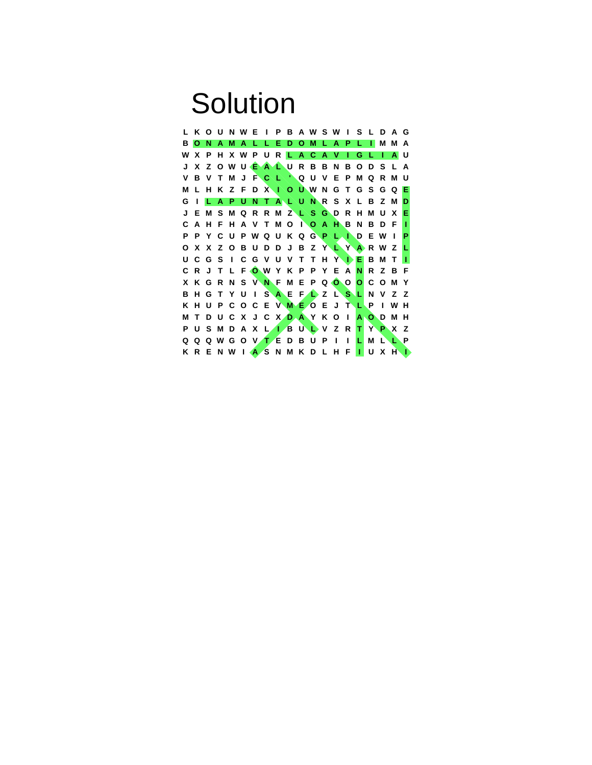# Solution

```
L K O U N W E I P B A W S W I S L D A G
B O N A M A L L E D O M L A P L I M M A
W X P H X W P U R L A C A V I G L I A U
J X Z O W U E A L U R B B N B O D S L A
V B V T M J F C L ' Q U V E P M Q R M U
M L H K Z F D X I O U W N G T G S G Q E
G I L A P U N T A L U N R S X L B Z M D
J E M S M Q R R M Z L S G D R H M U X E
C A H F H A V T M O I O A H B N B D F I
P P Y C U P W Q U K Q G P L I D E W I P
O X X Z O B U D D J B Z Y L Y A R W Z L
U C G S I C G V U V T T H Y I E B M T I
C R J T L F O W Y K P P Y E A N R Z B F
X K G R N S V N F M E P Q O O O C O M Y
B H G T Y U I S A E F L Z L S L N V Z Z
K H U P C O C E V M E O E J T L P I W H
M T D U C X J C X D A Y K O I A O D M H
P U S M D A X L I B U L V Z R T Y P X Z
Q Q Q W G O V T E D B U P I I L M L L P
K R E N W I A S N M K D L H F I U X H I
```